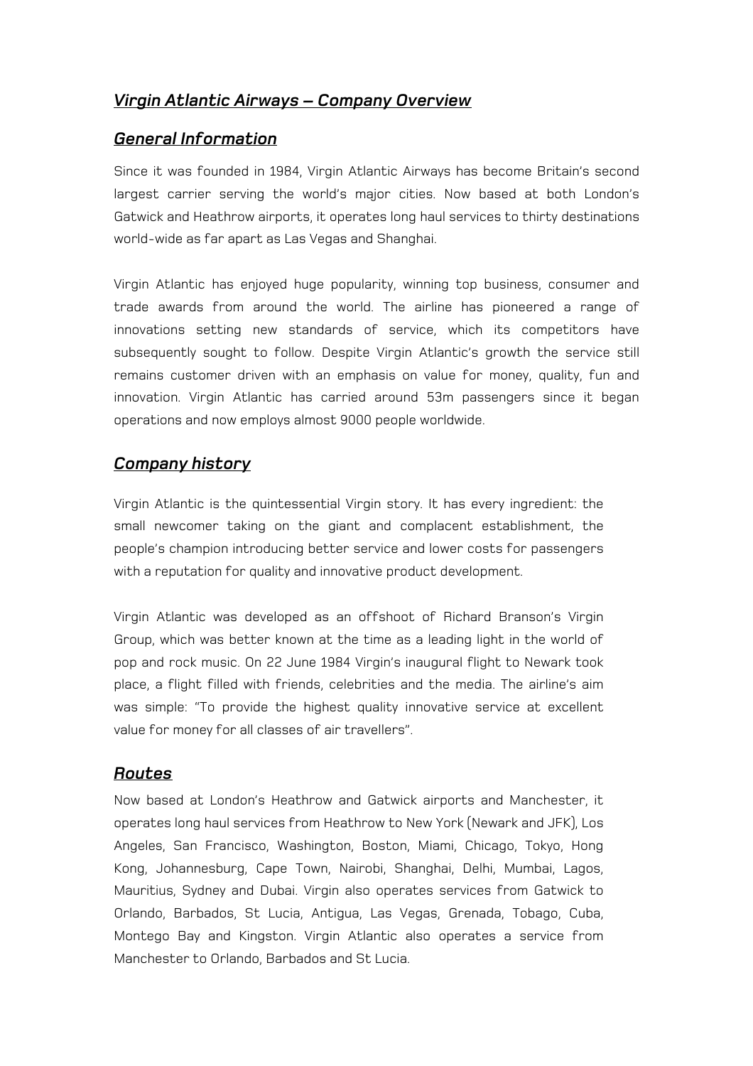# *Virgin Atlantic Airways – Company Overview*

## *General Information*

Since it was founded in 1984, Virgin Atlantic Airways has become Britain's second largest carrier serving the world's major cities. Now based at both London's Gatwick and Heathrow airports, it operates long haul services to thirty destinations world-wide as far apart as Las Vegas and Shanghai.

Virgin Atlantic has enjoyed huge popularity, winning top business, consumer and trade awards from around the world. The airline has pioneered a range of innovations setting new standards of service, which its competitors have subsequently sought to follow. Despite Virgin Atlantic's growth the service still remains customer driven with an emphasis on value for money, quality, fun and innovation. Virgin Atlantic has carried around 53m passengers since it began operations and now employs almost 9000 people worldwide.

## *Company history*

Virgin Atlantic is the quintessential Virgin story. It has every ingredient: the small newcomer taking on the giant and complacent establishment, the people's champion introducing better service and lower costs for passengers with a reputation for quality and innovative product development.

Virgin Atlantic was developed as an offshoot of Richard Branson's Virgin Group, which was better known at the time as a leading light in the world of pop and rock music. On 22 June 1984 Virgin's inaugural flight to Newark took place, a flight filled with friends, celebrities and the media. The airline's aim was simple: "To provide the highest quality innovative service at excellent value for money for all classes of air travellers".

## *Routes*

Now based at London's Heathrow and Gatwick airports and Manchester, it operates long haul services from Heathrow to New York (Newark and JFK), Los Angeles, San Francisco, Washington, Boston, Miami, Chicago, Tokyo, Hong Kong, Johannesburg, Cape Town, Nairobi, Shanghai, Delhi, Mumbai, Lagos, Mauritius, Sydney and Dubai. Virgin also operates services from Gatwick to Orlando, Barbados, St Lucia, Antigua, Las Vegas, Grenada, Tobago, Cuba, Montego Bay and Kingston. Virgin Atlantic also operates a service from Manchester to Orlando, Barbados and St Lucia.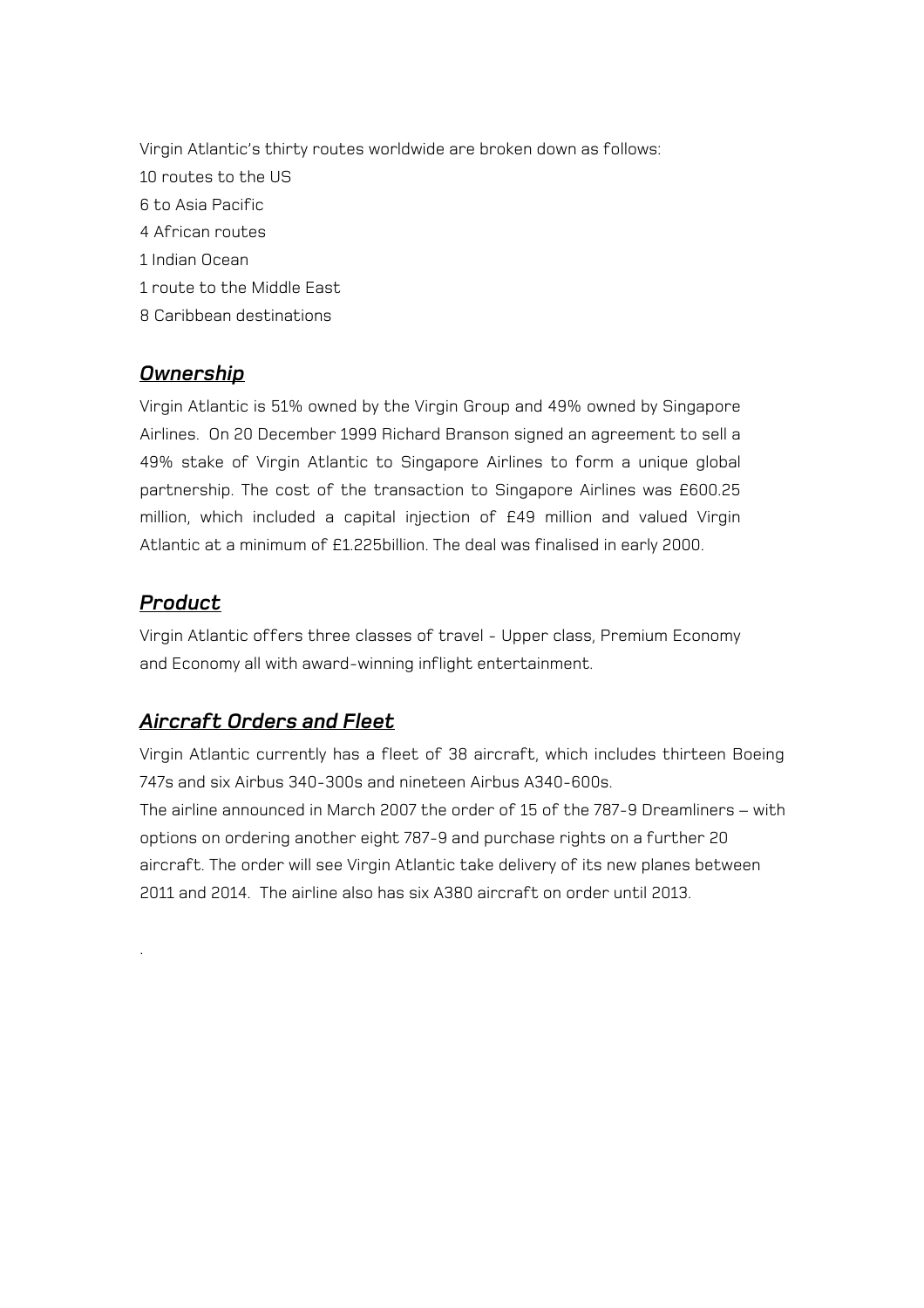Virgin Atlantic's thirty routes worldwide are broken down as follows:

10 routes to the US

6 to Asia Pacific

4 African routes

1 Indian Ocean

1 route to the Middle East

8 Caribbean destinations

## ***Ownership***

Virgin Atlantic is 51% owned by the Virgin Group and 49% owned by Singapore Airlines. On 20 December 1999 Richard Branson signed an agreement to sell a 49% stake of Virgin Atlantic to Singapore Airlines to form a unique global partnership. The cost of the transaction to Singapore Airlines was £600.25 million, which included a capital injection of £49 million and valued Virgin Atlantic at a minimum of £1.225billion. The deal was finalised in early 2000.

## ***Product***

Virgin Atlantic offers three classes of travel - Upper class, Premium Economy and Economy all with award-winning inflight entertainment.

## ***Aircraft Orders and Fleet***

Virgin Atlantic currently has a fleet of 38 aircraft, which includes thirteen Boeing 747s and six Airbus 340-300s and nineteen Airbus A340-600s.

The airline announced in March 2007 the order of 15 of the 787-9 Dreamliners – with options on ordering another eight 787-9 and purchase rights on a further 20 aircraft. The order will see Virgin Atlantic take delivery of its new planes between 2011 and 2014. The airline also has six A380 aircraft on order until 2013.

.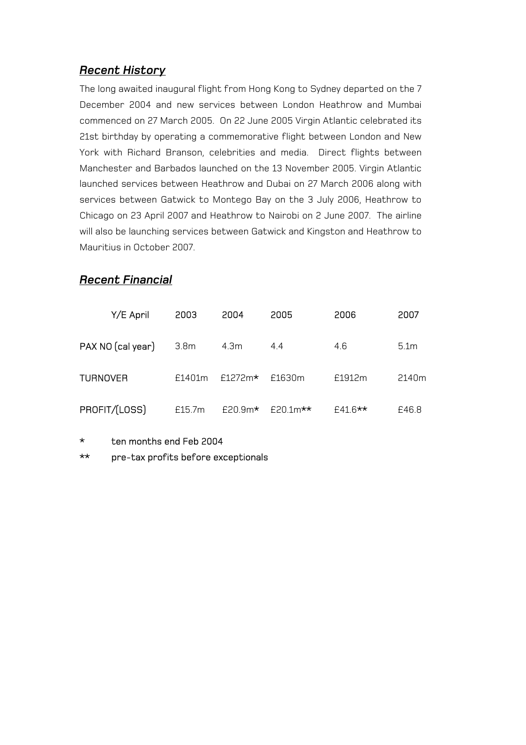## ***Recent History***

The long awaited inaugural flight from Hong Kong to Sydney departed on the 7 December 2004 and new services between London Heathrow and Mumbai commenced on 27 March 2005. On 22 June 2005 Virgin Atlantic celebrated its 21st birthday by operating a commemorative flight between London and New York with Richard Branson, celebrities and media. Direct flights between Manchester and Barbados launched on the 13 November 2005. Virgin Atlantic launched services between Heathrow and Dubai on 27 March 2006 along with services between Gatwick to Montego Bay on the 3 July 2006, Heathrow to Chicago on 23 April 2007 and Heathrow to Nairobi on 2 June 2007. The airline will also be launching services between Gatwick and Kingston and Heathrow to Mauritius in October 2007.

## ***Recent Financial***

| Y/E April | 2003 | 2004 | 2005 | 2006 | 2007 |
|---|---|---|---|---|---|
| PAX NO (cal year) | 3.8m | 4.3m | 4.4 | 4.6 | 5.1m |
| TURNOVER | £1401m | £1272m* | £1630m | £1912m | 2140m |
| PROFIT/(LOSS) | £15.7m | £20.9m* | £20.1m** | £41.6** | £46.8 |

\* ten months end Feb 2004

** pre-tax profits before exceptionals